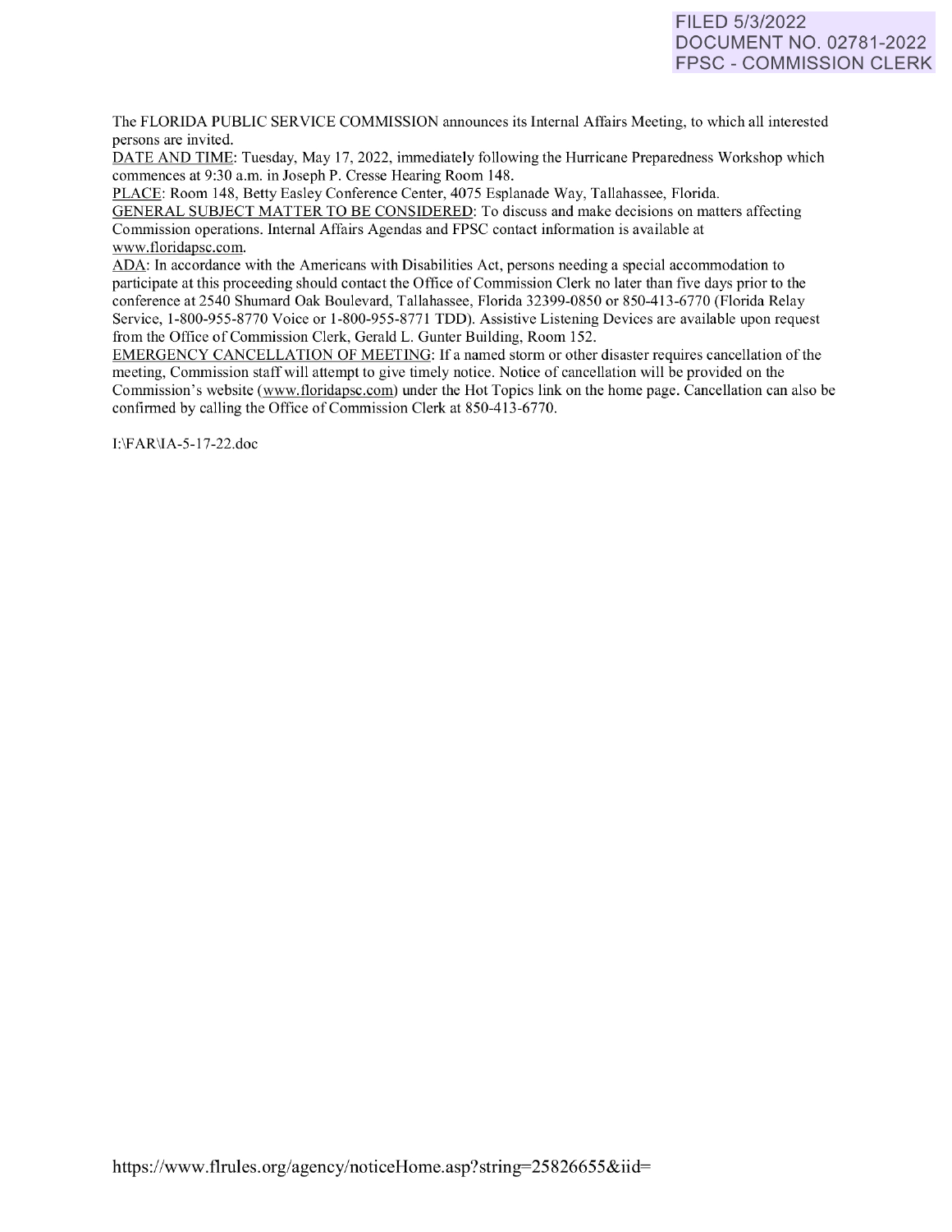FILED 5/3/2022
DOCUMENT NO. 02781-2022
FPSC - COMMISSION CLERK

The FLORIDA PUBLIC SERVICE COMMISSION announces its Internal Affairs Meeting, to which all interested persons are invited.

DATE AND TIME: Tuesday, May 17, 2022, immediately following the Hurricane Preparedness Workshop which commences at 9:30 a.m. in Joseph P. Cresse Hearing Room 148.

PLACE: Room 148, Betty Easley Conference Center, 4075 Esplanade Way, Tallahassee, Florida.

GENERAL SUBJECT MATTER TO BE CONSIDERED: To discuss and make decisions on matters affecting Commission operations. Internal Affairs Agendas and FPSC contact information is available at www.floridapsc.com.

ADA: In accordance with the Americans with Disabilities Act, persons needing a special accommodation to participate at this proceeding should contact the Office of Commission Clerk no later than five days prior to the conference at 2540 Shumard Oak Boulevard, Tallahassee, Florida 32399-0850 or 850-413-6770 (Florida Relay Service, 1-800-955-8770 Voice or 1-800-955-8771 TDD). Assistive Listening Devices are available upon request from the Office of Commission Clerk, Gerald L. Gunter Building, Room 152.

EMERGENCY CANCELLATION OF MEETING: If a named storm or other disaster requires cancellation of the meeting, Commission staff will attempt to give timely notice. Notice of cancellation will be provided on the Commission's website (www.floridapsc.com) under the Hot Topics link on the home page. Cancellation can also be confirmed by calling the Office of Commission Clerk at 850-413-6770.

I:\FAR\IA-5-17-22.doc

https://www.flrules.org/agency/noticeHome.asp?string=25826655&iid=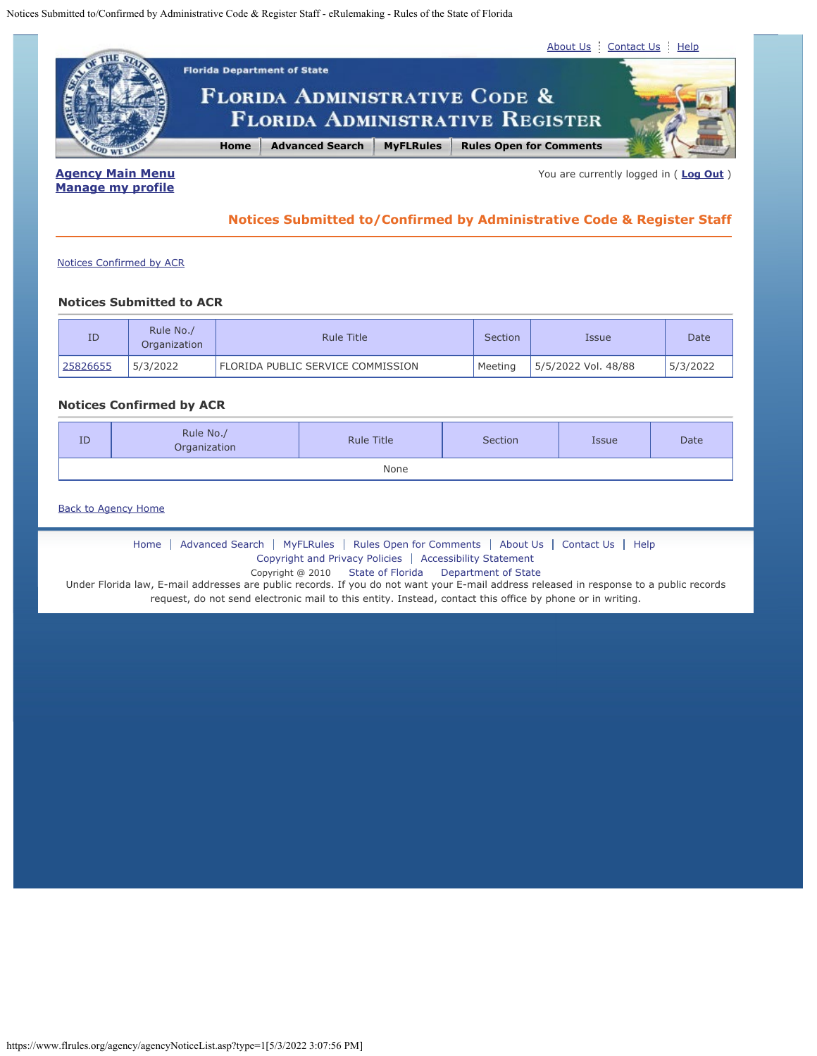About Us | Contact Us | Help

Florida Department of State

# Florida Administrative Code & Florida Administrative Register

Home | Advanced Search | MyFLRules | Rules Open for Comments

**Agency Main Menu**
**Manage my profile**

You are currently logged in ( **Log Out** )

## Notices Submitted to/Confirmed by Administrative Code & Register Staff

Notices Confirmed by ACR

### Notices Submitted to ACR

| ID | Rule No./ Organization | Rule Title | Section | Issue | Date |
|---|---|---|---|---|---|
| 25826655 | 5/3/2022 | FLORIDA PUBLIC SERVICE COMMISSION | Meeting | 5/5/2022 Vol. 48/88 | 5/3/2022 |

### Notices Confirmed by ACR

| ID | Rule No./ Organization | Rule Title | Section | Issue | Date |
|---|---|---|---|---|---|
| None | | | | | |

Back to Agency Home

Home | Advanced Search | MyFLRules | Rules Open for Comments | About Us | Contact Us | Help
Copyright and Privacy Policies | Accessibility Statement
Copyright @ 2010 State of Florida Department of State
Under Florida law, E-mail addresses are public records. If you do not want your E-mail address released in response to a public records request, do not send electronic mail to this entity. Instead, contact this office by phone or in writing.